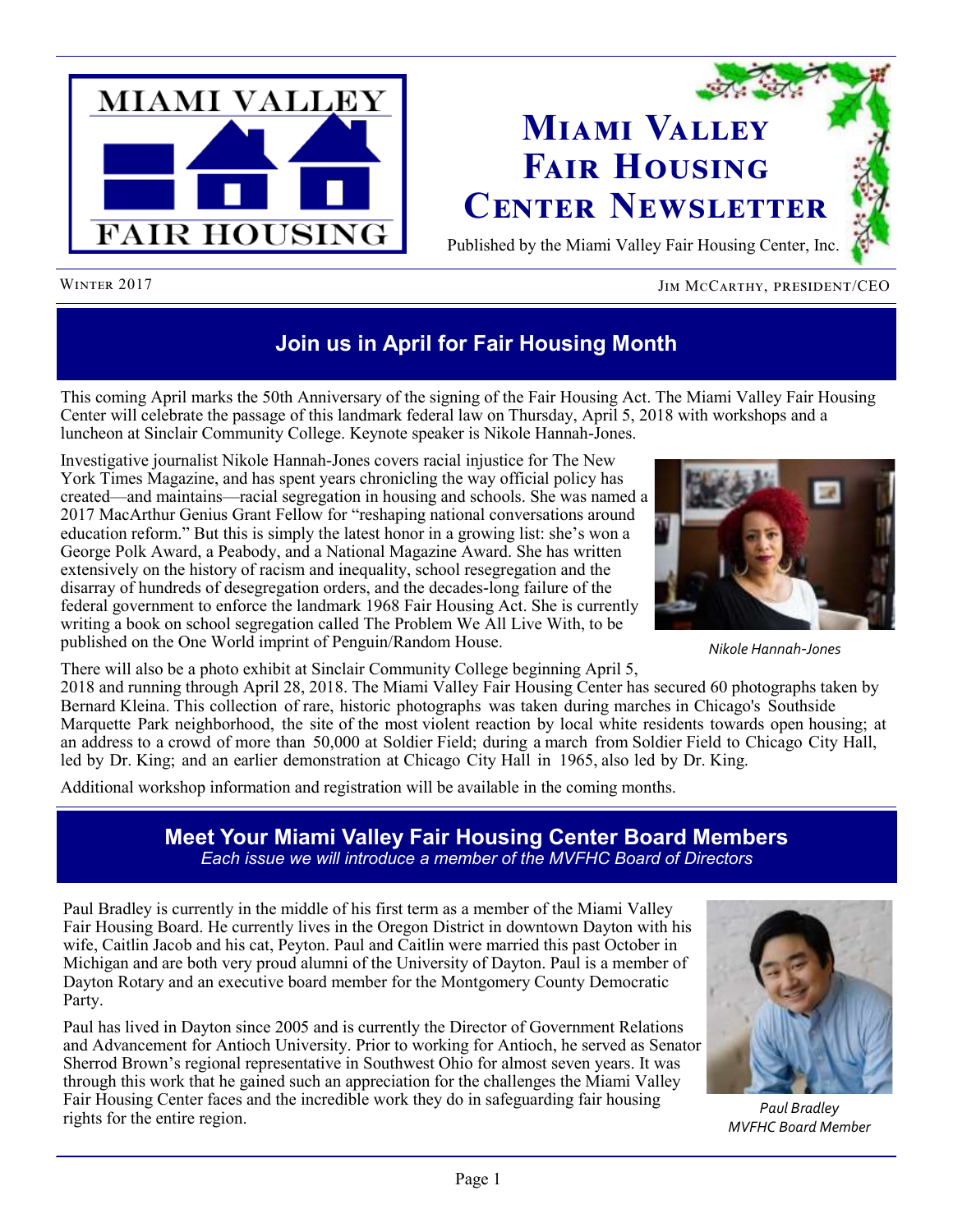# Miami Valley Fair Housing Center Newsletter

Published by the Miami Valley Fair Housing Center, Inc.

Winter 2017

Jim McCarthy, president/CEO

## Join us in April for Fair Housing Month

This coming April marks the 50th Anniversary of the signing of the Fair Housing Act. The Miami Valley Fair Housing Center will celebrate the passage of this landmark federal law on Thursday, April 5, 2018 with workshops and a luncheon at Sinclair Community College. Keynote speaker is Nikole Hannah-Jones.

Investigative journalist Nikole Hannah-Jones covers racial injustice for The New York Times Magazine, and has spent years chronicling the way official policy has created—and maintains—racial segregation in housing and schools. She was named a 2017 MacArthur Genius Grant Fellow for "reshaping national conversations around education reform." But this is simply the latest honor in a growing list: she's won a George Polk Award, a Peabody, and a National Magazine Award. She has written extensively on the history of racism and inequality, school resegregation and the disarray of hundreds of desegregation orders, and the decades-long failure of the federal government to enforce the landmark 1968 Fair Housing Act. She is currently writing a book on school segregation called The Problem We All Live With, to be published on the One World imprint of Penguin/Random House.

*Nikole Hannah-Jones*

There will also be a photo exhibit at Sinclair Community College beginning April 5, 2018 and running through April 28, 2018. The Miami Valley Fair Housing Center has secured 60 photographs taken by Bernard Kleina. This collection of rare, historic photographs was taken during marches in Chicago's Southside Marquette Park neighborhood, the site of the most violent reaction by local white residents towards open housing; at an address to a crowd of more than 50,000 at Soldier Field; during a march from Soldier Field to Chicago City Hall, led by Dr. King; and an earlier demonstration at Chicago City Hall in 1965, also led by Dr. King.

Additional workshop information and registration will be available in the coming months.

## Meet Your Miami Valley Fair Housing Center Board Members

*Each issue we will introduce a member of the MVFHC Board of Directors*

Paul Bradley is currently in the middle of his first term as a member of the Miami Valley Fair Housing Board. He currently lives in the Oregon District in downtown Dayton with his wife, Caitlin Jacob and his cat, Peyton. Paul and Caitlin were married this past October in Michigan and are both very proud alumni of the University of Dayton. Paul is a member of Dayton Rotary and an executive board member for the Montgomery County Democratic Party.

Paul has lived in Dayton since 2005 and is currently the Director of Government Relations and Advancement for Antioch University. Prior to working for Antioch, he served as Senator Sherrod Brown's regional representative in Southwest Ohio for almost seven years. It was through this work that he gained such an appreciation for the challenges the Miami Valley Fair Housing Center faces and the incredible work they do in safeguarding fair housing rights for the entire region.

*Paul Bradley*
*MVFHC Board Member*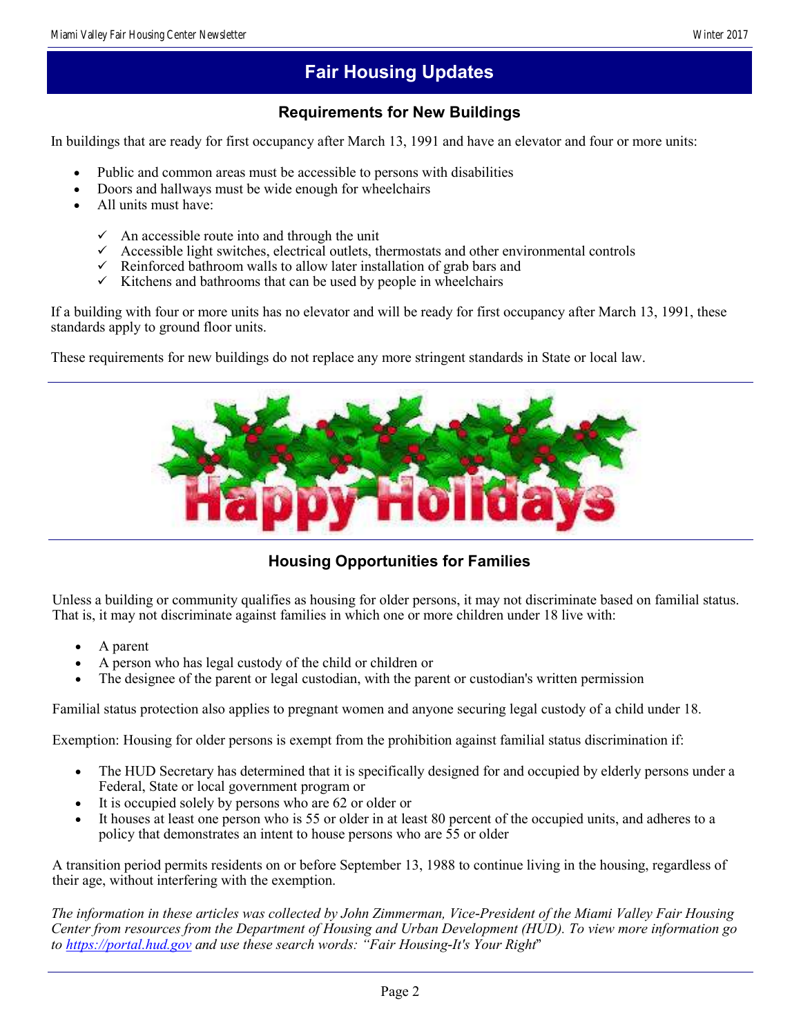# Fair Housing Updates

## Requirements for New Buildings

In buildings that are ready for first occupancy after March 13, 1991 and have an elevator and four or more units:

- Public and common areas must be accessible to persons with disabilities
- Doors and hallways must be wide enough for wheelchairs
- All units must have:
  - ✓ An accessible route into and through the unit
  - ✓ Accessible light switches, electrical outlets, thermostats and other environmental controls
  - ✓ Reinforced bathroom walls to allow later installation of grab bars and
  - ✓ Kitchens and bathrooms that can be used by people in wheelchairs

If a building with four or more units has no elevator and will be ready for first occupancy after March 13, 1991, these standards apply to ground floor units.

These requirements for new buildings do not replace any more stringent standards in State or local law.

---

Happy Holidays

---

## Housing Opportunities for Families

Unless a building or community qualifies as housing for older persons, it may not discriminate based on familial status. That is, it may not discriminate against families in which one or more children under 18 live with:

- A parent
- A person who has legal custody of the child or children or
- The designee of the parent or legal custodian, with the parent or custodian's written permission

Familial status protection also applies to pregnant women and anyone securing legal custody of a child under 18.

Exemption: Housing for older persons is exempt from the prohibition against familial status discrimination if:

- The HUD Secretary has determined that it is specifically designed for and occupied by elderly persons under a Federal, State or local government program or
- It is occupied solely by persons who are 62 or older or
- It houses at least one person who is 55 or older in at least 80 percent of the occupied units, and adheres to a policy that demonstrates an intent to house persons who are 55 or older

A transition period permits residents on or before September 13, 1988 to continue living in the housing, regardless of their age, without interfering with the exemption.

*The information in these articles was collected by John Zimmerman, Vice-President of the Miami Valley Fair Housing Center from resources from the Department of Housing and Urban Development (HUD). To view more information go to [https://portal.hud.gov](https://portal.hud.gov) and use these search words: "Fair Housing-It's Your Right"*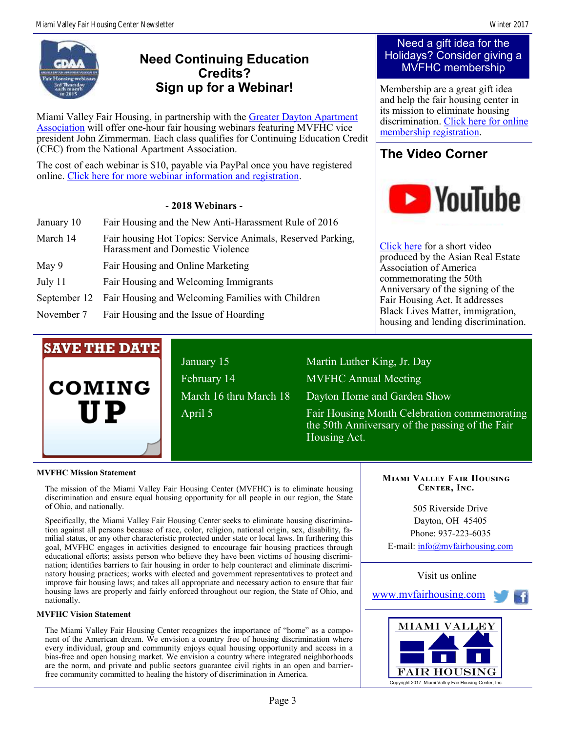## Need Continuing Education Credits? Sign up for a Webinar!

Miami Valley Fair Housing, in partnership with the Greater Dayton Apartment Association will offer one-hour fair housing webinars featuring MVFHC vice president John Zimmerman. Each class qualifies for Continuing Education Credit (CEC) from the National Apartment Association.

The cost of each webinar is $10, payable via PayPal once you have registered online. Click here for more webinar information and registration.

**- 2018 Webinars -**

| | |
|---|---|
| January 10 | Fair Housing and the New Anti-Harassment Rule of 2016 |
| March 14 | Fair housing Hot Topics: Service Animals, Reserved Parking, Harassment and Domestic Violence |
| May 9 | Fair Housing and Online Marketing |
| July 11 | Fair Housing and Welcoming Immigrants |
| September 12 | Fair Housing and Welcoming Families with Children |
| November 7 | Fair Housing and the Issue of Hoarding |

## Need a gift idea for the Holidays? Consider giving a MVFHC membership

Membership are a great gift idea and help the fair housing center in its mission to eliminate housing discrimination. Click here for online membership registration.

## The Video Corner

Click here for a short video produced by the Asian Real Estate Association of America commemorating the 50th Anniversary of the signing of the Fair Housing Act. It addresses Black Lives Matter, immigration, housing and lending discrimination.

## SAVE THE DATE — COMING UP

| | |
|---|---|
| January 15 | Martin Luther King, Jr. Day |
| February 14 | MVFHC Annual Meeting |
| March 16 thru March 18 | Dayton Home and Garden Show |
| April 5 | Fair Housing Month Celebration commemorating the 50th Anniversary of the passing of the Fair Housing Act. |

**MVFHC Mission Statement**

The mission of the Miami Valley Fair Housing Center (MVFHC) is to eliminate housing discrimination and ensure equal housing opportunity for all people in our region, the State of Ohio, and nationally.

Specifically, the Miami Valley Fair Housing Center seeks to eliminate housing discrimination against all persons because of race, color, religion, national origin, sex, disability, familial status, or any other characteristic protected under state or local laws. In furthering this goal, MVFHC engages in activities designed to encourage fair housing practices through educational efforts; assists person who believe they have been victims of housing discrimination; identifies barriers to fair housing in order to help counteract and eliminate discriminatory housing practices; works with elected and government representatives to protect and improve fair housing laws; and takes all appropriate and necessary action to ensure that fair housing laws are properly and fairly enforced throughout our region, the State of Ohio, and nationally.

**MVFHC Vision Statement**

The Miami Valley Fair Housing Center recognizes the importance of "home" as a component of the American dream. We envision a country free of housing discrimination where every individual, group and community enjoys equal housing opportunity and access in a bias-free and open housing market. We envision a country where integrated neighborhoods are the norm, and private and public sectors guarantee civil rights in an open and barrier-free community committed to healing the history of discrimination in America.

**Miami Valley Fair Housing Center, Inc.**

505 Riverside Drive
Dayton, OH 45405
Phone: 937-223-6035
E-mail: info@mvfairhousing.com

Visit us online

www.mvfairhousing.com

MIAMI VALLEY FAIR HOUSING

Copyright 2017 Miami Valley Fair Housing Center, Inc.